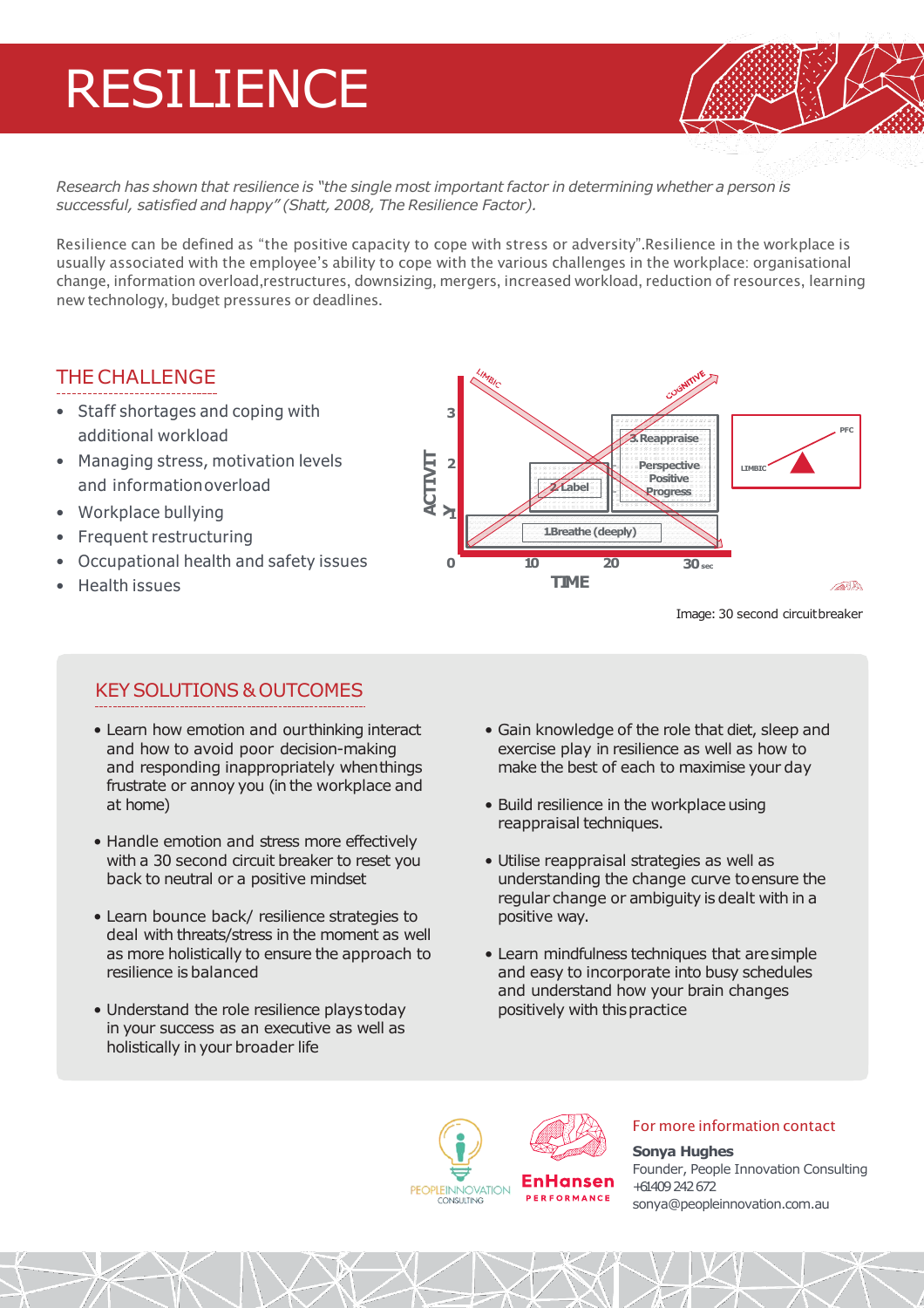# RESILIENCE

*Research has shown that resilience is "the single most important factor in determining whether a person is successful, satisfied and happy" (Shatt, 2008, The Resilience Factor).*

Resilience can be defined as "the positive capacity to cope with stress or adversity".Resilience in the workplace is usually associated with the employee's ability to cope with the various challenges in the workplace: organisational change, information overload,restructures, downsizing, mergers, increased workload, reduction of resources, learning new technology, budget pressures or deadlines.

## THE CHALLENGE

- Staff shortages and coping with additional workload
- Managing stress, motivation levels and information overload
- Workplace bullying
- Frequent restructuring
- Occupational health and safety issues
- Health issues

Image: 30 second circuit breaker

## KEY SOLUTIONS & OUTCOMES

- Learn how emotion and our thinking interact and how to avoid poor decision-making and responding inappropriately when things frustrate or annoy you (in the workplace and at home)
- Handle emotion and stress more effectively with a 30 second circuit breaker to reset you back to neutral or a positive mindset
- Learn bounce back/ resilience strategies to deal with threats/stress in the moment as well as more holistically to ensure the approach to resilience is balanced
- Understand the role resilience plays today in your success as an executive as well as holistically in your broader life
- Gain knowledge of the role that diet, sleep and exercise play in resilience as well as how to make the best of each to maximise your day
- Build resilience in the workplace using reappraisal techniques.
- Utilise reappraisal strategies as well as understanding the change curve to ensure the regular change or ambiguity is dealt with in a positive way.
- Learn mindfulness techniques that are simple and easy to incorporate into busy schedules and understand how your brain changes positively with this practice

For more information contact

**Sonya Hughes**
Founder, People Innovation Consulting
+61409 242 672
sonya@peopleinnovation.com.au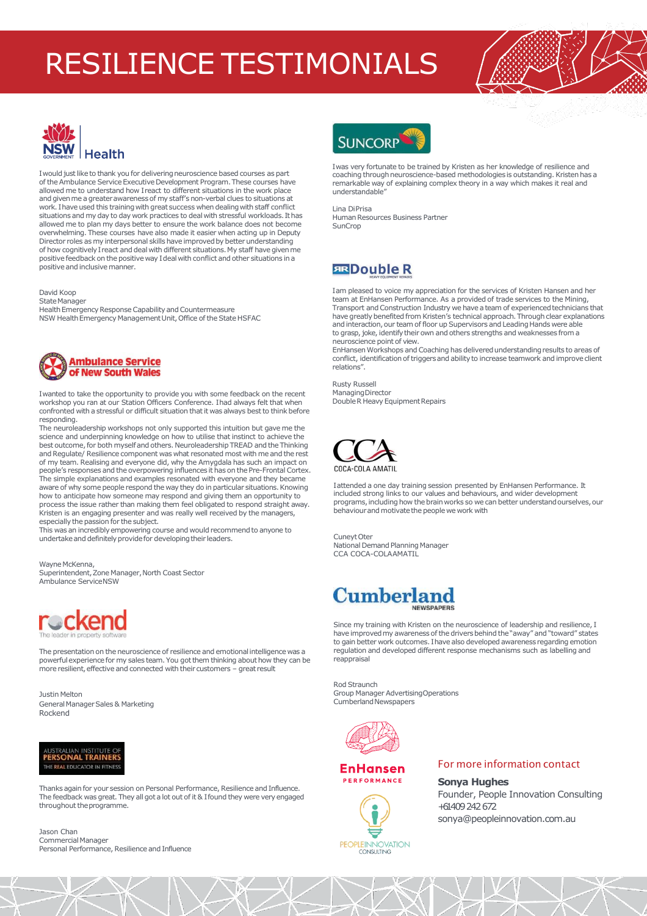# RESILIENCE TESTIMONIALS

NSW Health

I would just like to thank you for delivering neuroscience based courses as part of the Ambulance Service Executive Development Program. These courses have allowed me to understand how I react to different situations in the work place and given me a greater awareness of my staff's non-verbal clues to situations at work. I have used this training with great success when dealing with staff conflict situations and my day to day work practices to deal with stressful workloads. It has allowed me to plan my days better to ensure the work balance does not become overwhelming. These courses have also made it easier when acting up in Deputy Director roles as my interpersonal skills have improved by better understanding of how cognitively I react and deal with different situations. My staff have given me positive feedback on the positive way I deal with conflict and other situations in a positive and inclusive manner.

David Koop
State Manager
Health Emergency Response Capability and Countermeasure
NSW Health Emergency Management Unit, Office of the State HSFAC

Ambulance Service of New South Wales

I wanted to take the opportunity to provide you with some feedback on the recent workshop you ran at our Station Officers Conference. I had always felt that when confronted with a stressful or difficult situation that it was always best to think before responding.
The neuroleadership workshops not only supported this intuition but gave me the the science and underpinning knowledge on how to utilise that instinct to achieve the best outcome, for both myself and others. Neuroleadership TREAD and the Thinking and Regulate/ Resilience component was what resonated most with me and the rest of my team. Realising and everyone did, why the Amygdala has such an impact on people's responses and the overpowering influences it has on the Pre-Frontal Cortex. The simple explanations and examples resonated with everyone and they became aware of why some people respond the way they do in particular situations. Knowing how to anticipate how someone may respond and giving them an opportunity to process the issue rather than making them feel obligated to respond straight away. Kristen is an engaging presenter and was really well received by the managers, especially the passion for the subject.
This was an incredibly empowering course and would recommend to anyone to undertake and definitely provide for developing their leaders.

Wayne McKenna,
Superintendent, Zone Manager, North Coast Sector
Ambulance Service NSW

rockend — The leader in property software

The presentation on the neuroscience of resilience and emotional intelligence was a powerful experience for my sales team. You got them thinking about how they can be more resilient, effective and connected with their customers – great result

Justin Melton
General Manager Sales & Marketing
Rockend

Australian Institute of Personal Trainers — The real educator in fitness

Thanks again for your session on Personal Performance, Resilience and Influence. The feedback was great. They all got a lot out of it & I found they were very engaged throughout the programme.

Jason Chan
Commercial Manager
Personal Performance, Resilience and Influence

SUNCORP

I was very fortunate to be trained by Kristen as her knowledge of resilience and coaching through neuroscience-based methodologies is outstanding. Kristen has a remarkable way of explaining complex theory in a way which makes it real and understandable"

Lina Di Prisa
Human Resources Business Partner
SunCrop

Double R — Heavy Equipment Repairs

I am pleased to voice my appreciation for the services of Kristen Hansen and her team at EnHansen Performance. As a provided of trade services to the Mining, Transport and Construction Industry we have a team of experienced technicians that have greatly benefited from Kristen's technical approach. Through clear explanations and interaction, our team of floor up Supervisors and Leading Hands were able to grasp, joke, identify their own and others strengths and weaknesses from a neuroscience point of view.
EnHansen Workshops and Coaching has delivered understanding results to areas of conflict, identification of triggers and ability to increase teamwork and improve client relations".

Rusty Russell
Managing Director
Double R Heavy Equipment Repairs

CCA — COCA-COLA AMATIL

I attended a one day training session presented by EnHansen Performance. It included strong links to our values and behaviours, and wider development programs, including how the brain works so we can better understand ourselves, our behaviour and motivate the people we work with

Cuneyt Oter
National Demand Planning Manager
CCA COCA-COLA AMATIL

Cumberland Newspapers

Since my training with Kristen on the neuroscience of leadership and resilience, I have improved my awareness of the drivers behind the "away" and "toward" states to gain better work outcomes. I have also developed awareness regarding emotion regulation and developed different response mechanisms such as labelling and reappraisal

Rod Straunch
Group Manager Advertising Operations
Cumberland Newspapers

EnHansen Performance

People Innovation Consulting

## For more information contact

**Sonya Hughes**
Founder, People Innovation Consulting
+61409 242 672
sonya@peopleinnovation.com.au